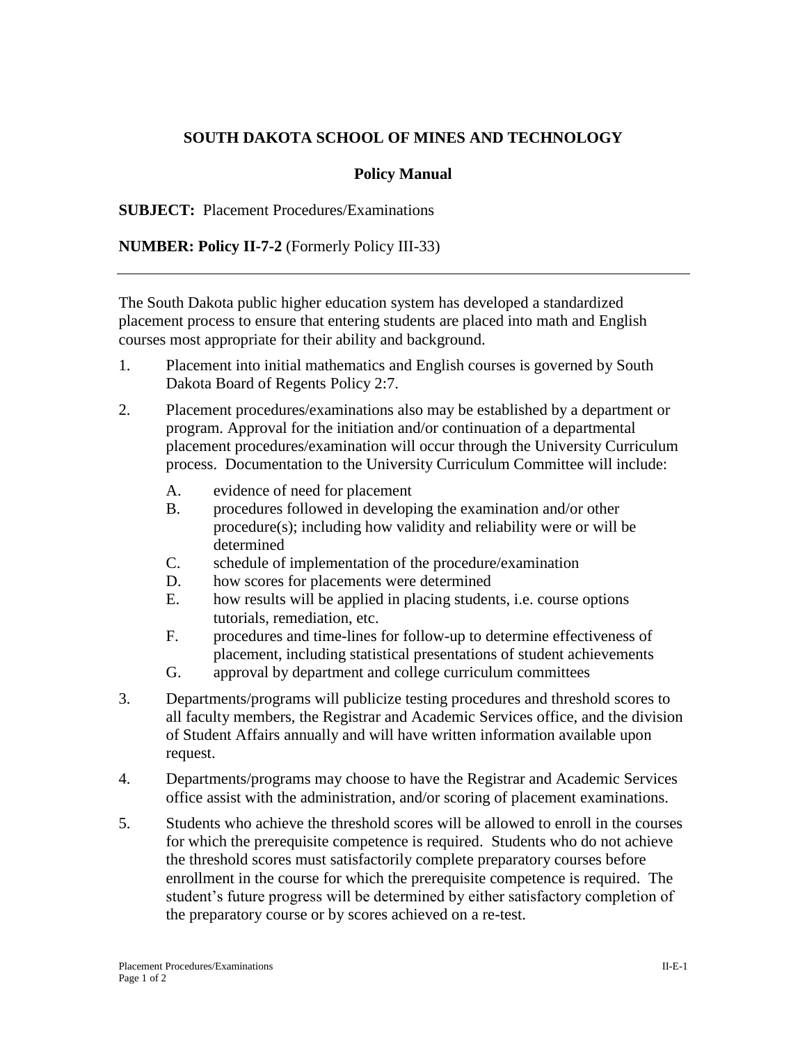# SOUTH DAKOTA SCHOOL OF MINES AND TECHNOLOGY

## Policy Manual

**SUBJECT:** Placement Procedures/Examinations

**NUMBER: Policy II-7-2** (Formerly Policy III-33)

---

The South Dakota public higher education system has developed a standardized placement process to ensure that entering students are placed into math and English courses most appropriate for their ability and background.

1. Placement into initial mathematics and English courses is governed by South Dakota Board of Regents Policy 2:7.

2. Placement procedures/examinations also may be established by a department or program. Approval for the initiation and/or continuation of a departmental placement procedures/examination will occur through the University Curriculum process. Documentation to the University Curriculum Committee will include:

   A. evidence of need for placement
   B. procedures followed in developing the examination and/or other procedure(s); including how validity and reliability were or will be determined
   C. schedule of implementation of the procedure/examination
   D. how scores for placements were determined
   E. how results will be applied in placing students, i.e. course options tutorials, remediation, etc.
   F. procedures and time-lines for follow-up to determine effectiveness of placement, including statistical presentations of student achievements
   G. approval by department and college curriculum committees

3. Departments/programs will publicize testing procedures and threshold scores to all faculty members, the Registrar and Academic Services office, and the division of Student Affairs annually and will have written information available upon request.

4. Departments/programs may choose to have the Registrar and Academic Services office assist with the administration, and/or scoring of placement examinations.

5. Students who achieve the threshold scores will be allowed to enroll in the courses for which the prerequisite competence is required. Students who do not achieve the threshold scores must satisfactorily complete preparatory courses before enrollment in the course for which the prerequisite competence is required. The student's future progress will be determined by either satisfactory completion of the preparatory course or by scores achieved on a re-test.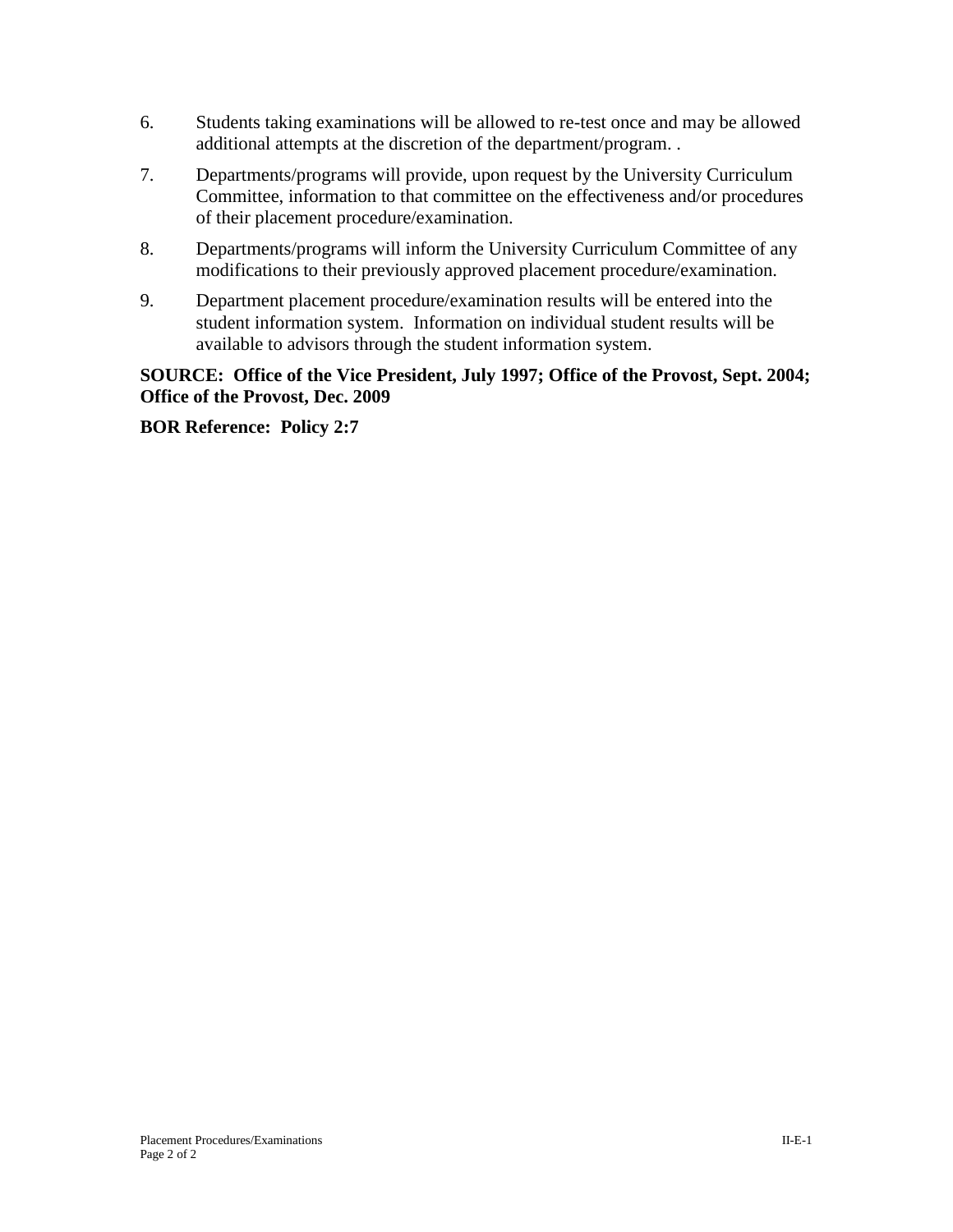6. Students taking examinations will be allowed to re-test once and may be allowed additional attempts at the discretion of the department/program. .

7. Departments/programs will provide, upon request by the University Curriculum Committee, information to that committee on the effectiveness and/or procedures of their placement procedure/examination.

8. Departments/programs will inform the University Curriculum Committee of any modifications to their previously approved placement procedure/examination.

9. Department placement procedure/examination results will be entered into the student information system. Information on individual student results will be available to advisors through the student information system.

**SOURCE: Office of the Vice President, July 1997; Office of the Provost, Sept. 2004; Office of the Provost, Dec. 2009**

**BOR Reference: Policy 2:7**